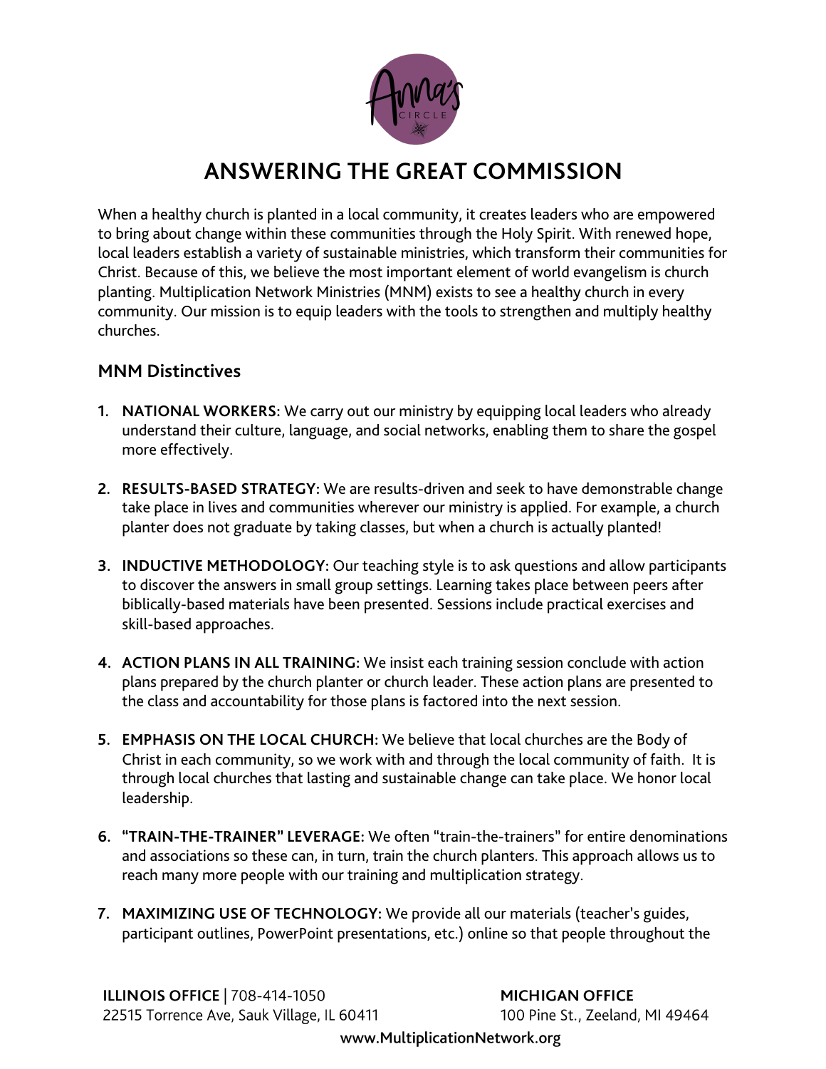# ANSWERING THE GREAT COMMISSION

When a healthy church is planted in a local community, it creates leaders who are empowered to bring about change within these communities through the Holy Spirit. With renewed hope, local leaders establish a variety of sustainable ministries, which transform their communities for Christ. Because of this, we believe the most important element of world evangelism is church planting. Multiplication Network Ministries (MNM) exists to see a healthy church in every community. Our mission is to equip leaders with the tools to strengthen and multiply healthy churches.

## MNM Distinctives

1. **NATIONAL WORKERS:** We carry out our ministry by equipping local leaders who already understand their culture, language, and social networks, enabling them to share the gospel more effectively.

2. **RESULTS-BASED STRATEGY:** We are results-driven and seek to have demonstrable change take place in lives and communities wherever our ministry is applied. For example, a church planter does not graduate by taking classes, but when a church is actually planted!

3. **INDUCTIVE METHODOLOGY:** Our teaching style is to ask questions and allow participants to discover the answers in small group settings. Learning takes place between peers after biblically-based materials have been presented. Sessions include practical exercises and skill-based approaches.

4. **ACTION PLANS IN ALL TRAINING:** We insist each training session conclude with action plans prepared by the church planter or church leader. These action plans are presented to the class and accountability for those plans is factored into the next session.

5. **EMPHASIS ON THE LOCAL CHURCH:** We believe that local churches are the Body of Christ in each community, so we work with and through the local community of faith. It is through local churches that lasting and sustainable change can take place. We honor local leadership.

6. **"TRAIN-THE-TRAINER" LEVERAGE:** We often "train-the-trainers" for entire denominations and associations so these can, in turn, train the church planters. This approach allows us to reach many more people with our training and multiplication strategy.

7. **MAXIMIZING USE OF TECHNOLOGY:** We provide all our materials (teacher's guides, participant outlines, PowerPoint presentations, etc.) online so that people throughout the

**ILLINOIS OFFICE** | 708-414-1050
22515 Torrence Ave, Sauk Village, IL 60411

**MICHIGAN OFFICE**
100 Pine St., Zeeland, MI 49464

www.MultiplicationNetwork.org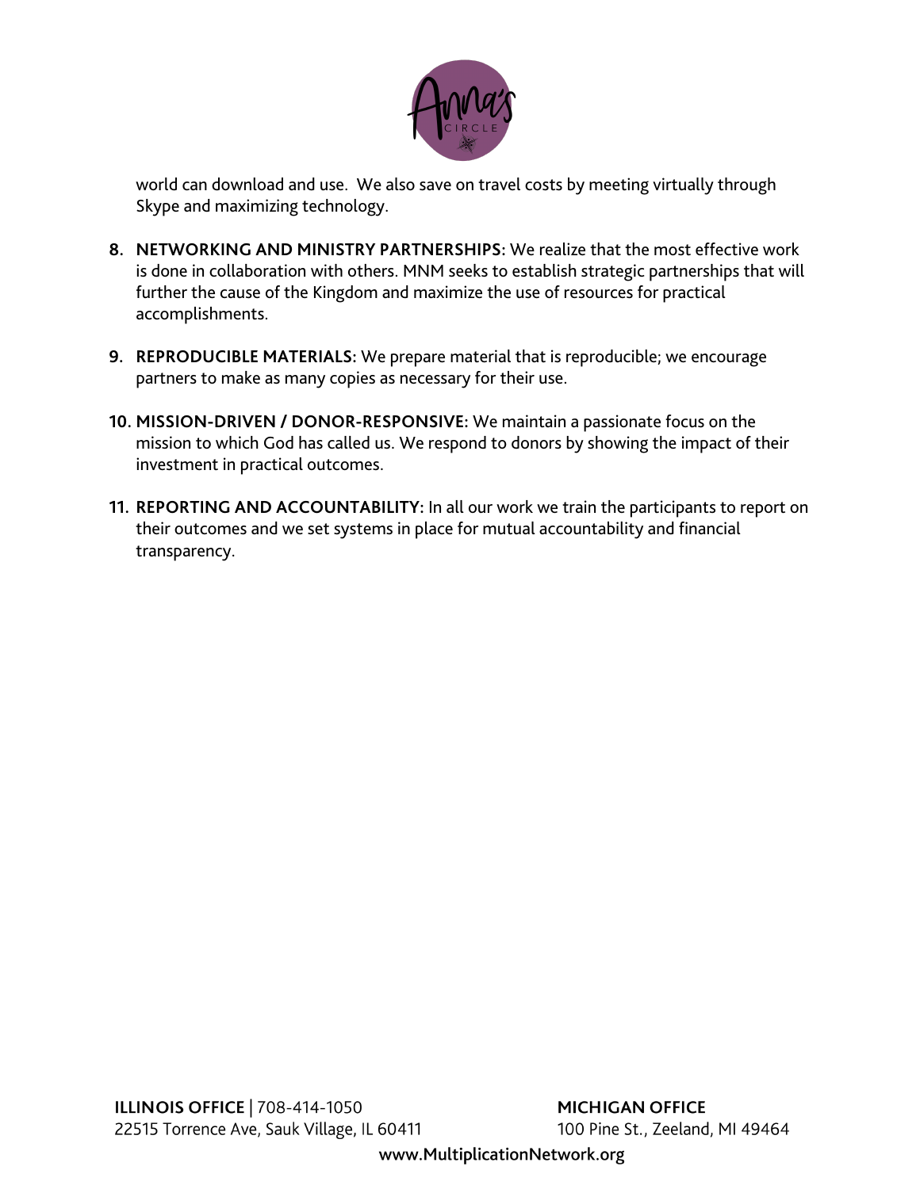world can download and use. We also save on travel costs by meeting virtually through Skype and maximizing technology.

8. **NETWORKING AND MINISTRY PARTNERSHIPS:** We realize that the most effective work is done in collaboration with others. MNM seeks to establish strategic partnerships that will further the cause of the Kingdom and maximize the use of resources for practical accomplishments.

9. **REPRODUCIBLE MATERIALS:** We prepare material that is reproducible; we encourage partners to make as many copies as necessary for their use.

10. **MISSION-DRIVEN / DONOR-RESPONSIVE:** We maintain a passionate focus on the mission to which God has called us. We respond to donors by showing the impact of their investment in practical outcomes.

11. **REPORTING AND ACCOUNTABILITY:** In all our work we train the participants to report on their outcomes and we set systems in place for mutual accountability and financial transparency.